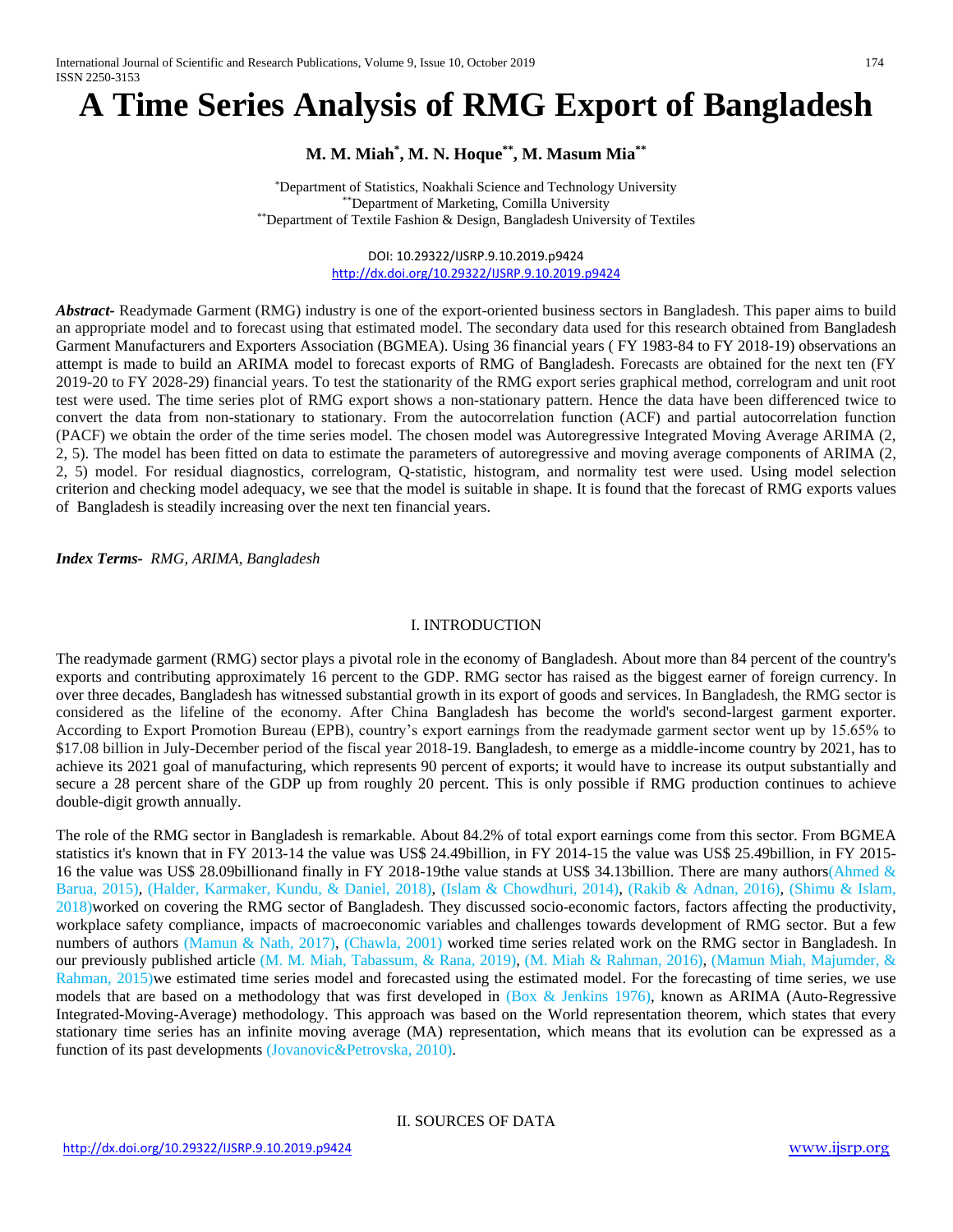# A Time Series Analysis of RMG Export of Bangladesh

**M. M. Miah[*], M. N. Hoque[**], M. Masum Mia[**]**

[*]Department of Statistics, Noakhali Science and Technology University
[**]Department of Marketing, Comilla University
[**]Department of Textile Fashion & Design, Bangladesh University of Textiles

DOI: 10.29322/IJSRP.9.10.2019.p9424
http://dx.doi.org/10.29322/IJSRP.9.10.2019.p9424

***Abstract-*** Readymade Garment (RMG) industry is one of the export-oriented business sectors in Bangladesh. This paper aims to build an appropriate model and to forecast using that estimated model. The secondary data used for this research obtained from Bangladesh Garment Manufacturers and Exporters Association (BGMEA). Using 36 financial years ( FY 1983-84 to FY 2018-19) observations an attempt is made to build an ARIMA model to forecast exports of RMG of Bangladesh. Forecasts are obtained for the next ten (FY 2019-20 to FY 2028-29) financial years. To test the stationarity of the RMG export series graphical method, correlogram and unit root test were used. The time series plot of RMG export shows a non-stationary pattern. Hence the data have been differenced twice to convert the data from non-stationary to stationary. From the autocorrelation function (ACF) and partial autocorrelation function (PACF) we obtain the order of the time series model. The chosen model was Autoregressive Integrated Moving Average ARIMA (2, 2, 5). The model has been fitted on data to estimate the parameters of autoregressive and moving average components of ARIMA (2, 2, 5) model. For residual diagnostics, correlogram, Q-statistic, histogram, and normality test were used. Using model selection criterion and checking model adequacy, we see that the model is suitable in shape. It is found that the forecast of RMG exports values of Bangladesh is steadily increasing over the next ten financial years.

***Index Terms-*** *RMG, ARIMA, Bangladesh*

## I. INTRODUCTION

The readymade garment (RMG) sector plays a pivotal role in the economy of Bangladesh. About more than 84 percent of the country's exports and contributing approximately 16 percent to the GDP. RMG sector has raised as the biggest earner of foreign currency. In over three decades, Bangladesh has witnessed substantial growth in its export of goods and services. In Bangladesh, the RMG sector is considered as the lifeline of the economy. After China Bangladesh has become the world's second-largest garment exporter. According to Export Promotion Bureau (EPB), country's export earnings from the readymade garment sector went up by 15.65% to $17.08 billion in July-December period of the fiscal year 2018-19. Bangladesh, to emerge as a middle-income country by 2021, has to achieve its 2021 goal of manufacturing, which represents 90 percent of exports; it would have to increase its output substantially and secure a 28 percent share of the GDP up from roughly 20 percent. This is only possible if RMG production continues to achieve double-digit growth annually.

The role of the RMG sector in Bangladesh is remarkable. About 84.2% of total export earnings come from this sector. From BGMEA statistics it's known that in FY 2013-14 the value was US$ 24.49billion, in FY 2014-15 the value was US$ 25.49billion, in FY 2015-16 the value was US$ 28.09billionand finally in FY 2018-19the value stands at US$ 34.13billion. There are many authors(Ahmed & Barua, 2015), (Halder, Karmaker, Kundu, & Daniel, 2018), (Islam & Chowdhuri, 2014), (Rakib & Adnan, 2016), (Shimu & Islam, 2018)worked on covering the RMG sector of Bangladesh. They discussed socio-economic factors, factors affecting the productivity, workplace safety compliance, impacts of macroeconomic variables and challenges towards development of RMG sector. But a few numbers of authors (Mamun & Nath, 2017), (Chawla, 2001) worked time series related work on the RMG sector in Bangladesh. In our previously published article (M. M. Miah, Tabassum, & Rana, 2019), (M. Miah & Rahman, 2016), (Mamun Miah, Majumder, & Rahman, 2015)we estimated time series model and forecasted using the estimated model. For the forecasting of time series, we use models that are based on a methodology that was first developed in (Box & Jenkins 1976), known as ARIMA (Auto-Regressive Integrated-Moving-Average) methodology. This approach was based on the World representation theorem, which states that every stationary time series has an infinite moving average (MA) representation, which means that its evolution can be expressed as a function of its past developments (Jovanovic&Petrovska, 2010).

## II. SOURCES OF DATA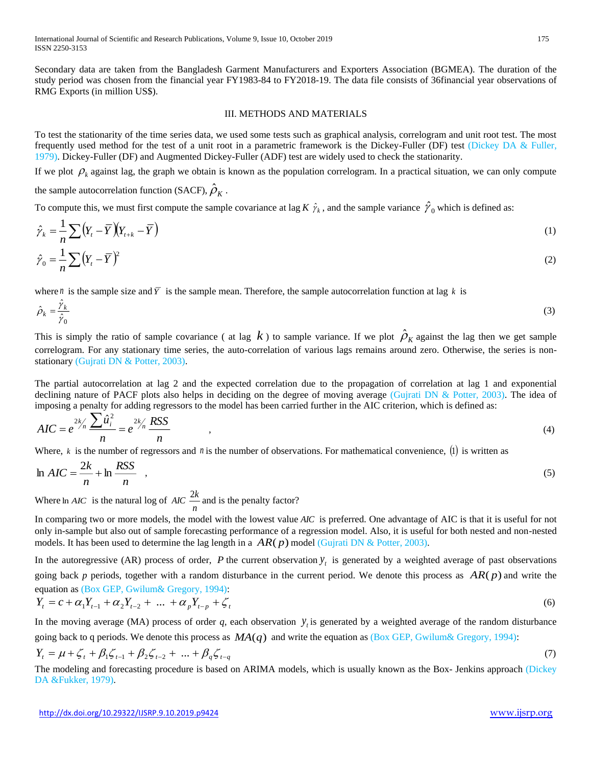Secondary data are taken from the Bangladesh Garment Manufacturers and Exporters Association (BGMEA). The duration of the study period was chosen from the financial year FY1983-84 to FY2018-19. The data file consists of 36financial year observations of RMG Exports (in million US$).

## III. METHODS AND MATERIALS

To test the stationarity of the time series data, we used some tests such as graphical analysis, correlogram and unit root test. The most frequently used method for the test of a unit root in a parametric framework is the Dickey-Fuller (DF) test (Dickey DA & Fuller, 1979). Dickey-Fuller (DF) and Augmented Dickey-Fuller (ADF) test are widely used to check the stationarity.

If we plot $\rho_k$ against lag, the graph we obtain is known as the population correlogram. In a practical situation, we can only compute the sample autocorrelation function (SACF), $\hat{\rho}_K$.

To compute this, we must first compute the sample covariance at lag $K$ $\hat{\gamma}_k$, and the sample variance $\hat{\gamma}_0$ which is defined as:

$$\hat{\gamma}_k = \frac{1}{n}\sum\left(Y_t - \bar{Y}\right)\left(Y_{t+k} - \bar{Y}\right) \tag{1}$$

$$\hat{\gamma}_0 = \frac{1}{n}\sum\left(Y_t - \bar{Y}\right)^2 \tag{2}$$

where $n$ is the sample size and $\bar{Y}$ is the sample mean. Therefore, the sample autocorrelation function at lag $k$ is

$$\hat{\rho}_k = \frac{\hat{\gamma}_k}{\hat{\gamma}_0} \tag{3}$$

This is simply the ratio of sample covariance ( at lag $k$ ) to sample variance. If we plot $\hat{\rho}_K$ against the lag then we get sample correlogram. For any stationary time series, the auto-correlation of various lags remains around zero. Otherwise, the series is non-stationary (Gujrati DN & Potter, 2003).

The partial autocorrelation at lag 2 and the expected correlation due to the propagation of correlation at lag 1 and exponential declining nature of PACF plots also helps in deciding on the degree of moving average (Gujrati DN & Potter, 2003). The idea of imposing a penalty for adding regressors to the model has been carried further in the AIC criterion, which is defined as:

$$AIC = e^{2k/n}\frac{\sum \hat{u}_i^2}{n} = e^{2k/n}\frac{RSS}{n} \quad , \tag{4}$$

Where, $k$ is the number of regressors and $n$ is the number of observations. For mathematical convenience, (1) is written as

$$\ln AIC = \frac{2k}{n} + \ln\frac{RSS}{n} \quad , \tag{5}$$

Where $\ln AIC$ is the natural log of $AIC$ $\frac{2k}{n}$ and is the penalty factor?

In comparing two or more models, the model with the lowest value $AIC$ is preferred. One advantage of AIC is that it is useful for not only in-sample but also out of sample forecasting performance of a regression model. Also, it is useful for both nested and non-nested models. It has been used to determine the lag length in a $AR(p)$ model (Gujrati DN & Potter, 2003).

In the autoregressive (AR) process of order, $P$ the current observation $y_t$ is generated by a weighted average of past observations going back $p$ periods, together with a random disturbance in the current period. We denote this process as $AR(p)$ and write the equation as (Box GEP, Gwilum& Gregory, 1994):

$$Y_t = c + \alpha_1 Y_{t-1} + \alpha_2 Y_{t-2} + \ \ldots\ + \alpha_p Y_{t-p} + \zeta_t \tag{6}$$

In the moving average (MA) process of order q, each observation $y_t$ is generated by a weighted average of the random disturbance going back to q periods. We denote this process as $MA(q)$ and write the equation as (Box GEP, Gwilum& Gregory, 1994):

$$Y_t = \mu + \zeta_t + \beta_1\zeta_{t-1} + \beta_2\zeta_{t-2} + \ \ldots + \beta_q\zeta_{t-q} \tag{7}$$

The modeling and forecasting procedure is based on ARIMA models, which is usually known as the Box- Jenkins approach (Dickey DA &Fukker, 1979).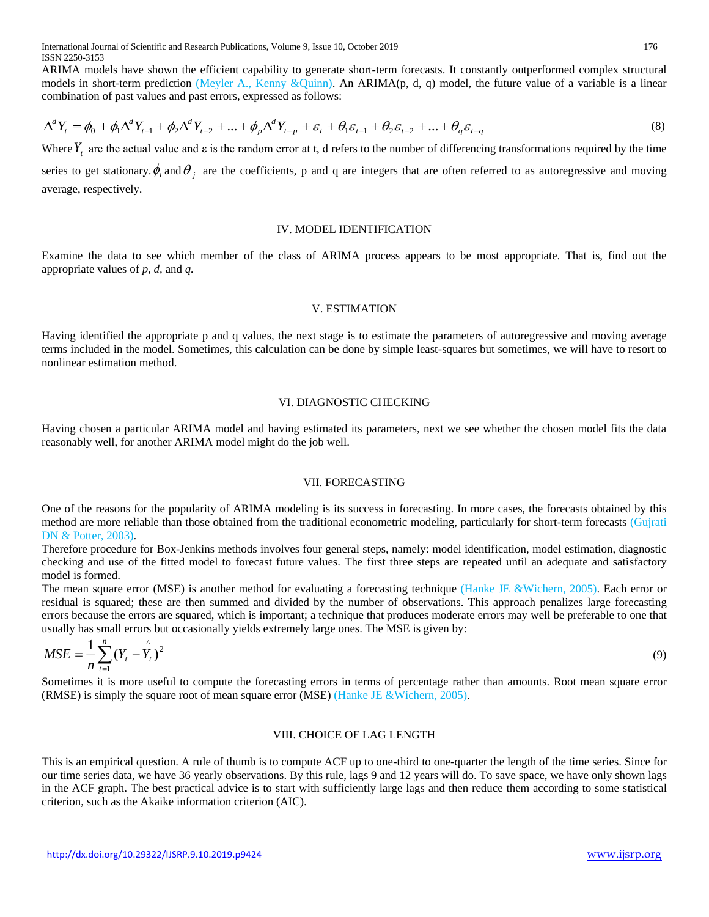ARIMA models have shown the efficient capability to generate short-term forecasts. It constantly outperformed complex structural models in short-term prediction (Meyler A., Kenny &Quinn). An ARIMA(p, d, q) model, the future value of a variable is a linear combination of past values and past errors, expressed as follows:

$$\Delta^d Y_t = \phi_0 + \phi_1 \Delta^d Y_{t-1} + \phi_2 \Delta^d Y_{t-2} + ... + \phi_p \Delta^d Y_{t-p} + \varepsilon_t + \theta_1 \varepsilon_{t-1} + \theta_2 \varepsilon_{t-2} + ... + \theta_q \varepsilon_{t-q} \tag{8}$$

Where $Y_t$ are the actual value and $\varepsilon$ is the random error at t, d refers to the number of differencing transformations required by the time series to get stationary. $\phi_i$ and $\theta_j$ are the coefficients, p and q are integers that are often referred to as autoregressive and moving average, respectively.

## IV. MODEL IDENTIFICATION

Examine the data to see which member of the class of ARIMA process appears to be most appropriate. That is, find out the appropriate values of *p*, *d*, and *q*.

## V. ESTIMATION

Having identified the appropriate p and q values, the next stage is to estimate the parameters of autoregressive and moving average terms included in the model. Sometimes, this calculation can be done by simple least-squares but sometimes, we will have to resort to nonlinear estimation method.

## VI. DIAGNOSTIC CHECKING

Having chosen a particular ARIMA model and having estimated its parameters, next we see whether the chosen model fits the data reasonably well, for another ARIMA model might do the job well.

## VII. FORECASTING

One of the reasons for the popularity of ARIMA modeling is its success in forecasting. In more cases, the forecasts obtained by this method are more reliable than those obtained from the traditional econometric modeling, particularly for short-term forecasts (Gujrati DN & Potter, 2003).

Therefore procedure for Box-Jenkins methods involves four general steps, namely: model identification, model estimation, diagnostic checking and use of the fitted model to forecast future values. The first three steps are repeated until an adequate and satisfactory model is formed.

The mean square error (MSE) is another method for evaluating a forecasting technique (Hanke JE &Wichern, 2005). Each error or residual is squared; these are then summed and divided by the number of observations. This approach penalizes large forecasting errors because the errors are squared, which is important; a technique that produces moderate errors may well be preferable to one that usually has small errors but occasionally yields extremely large ones. The MSE is given by:

$$MSE = \frac{1}{n} \sum_{t=1}^{n} (Y_t - \hat{Y}_t)^2 \tag{9}$$

Sometimes it is more useful to compute the forecasting errors in terms of percentage rather than amounts. Root mean square error (RMSE) is simply the square root of mean square error (MSE) (Hanke JE &Wichern, 2005).

## VIII. CHOICE OF LAG LENGTH

This is an empirical question. A rule of thumb is to compute ACF up to one-third to one-quarter the length of the time series. Since for our time series data, we have 36 yearly observations. By this rule, lags 9 and 12 years will do. To save space, we have only shown lags in the ACF graph. The best practical advice is to start with sufficiently large lags and then reduce them according to some statistical criterion, such as the Akaike information criterion (AIC).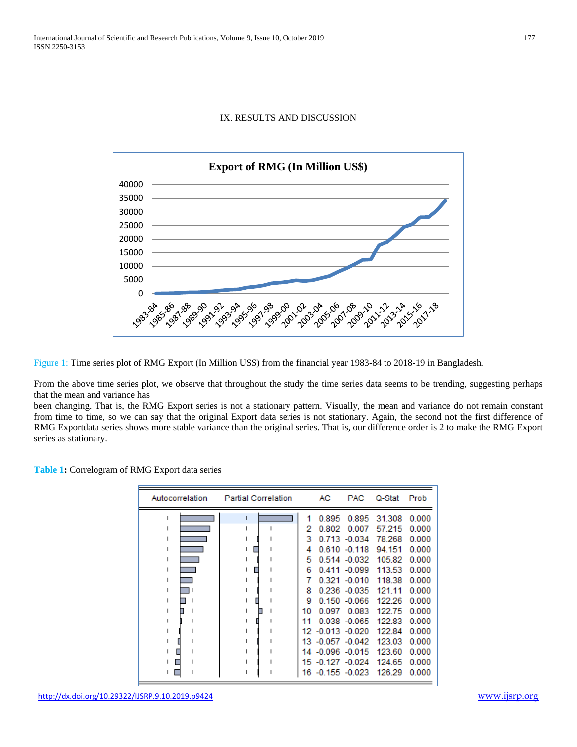## IX. RESULTS AND DISCUSSION

Figure 1: Time series plot of RMG Export (In Million US$) from the financial year 1983-84 to 2018-19 in Bangladesh.

From the above time series plot, we observe that throughout the study the time series data seems to be trending, suggesting perhaps that the mean and variance has been changing. That is, the RMG Export series is not a stationary pattern. Visually, the mean and variance do not remain constant from time to time, so we can say that the original Export data series is not stationary. Again, the second not the first difference of RMG Exportdata series shows more stable variance than the original series. That is, our difference order is 2 to make the RMG Export series as stationary.

**Table 1:** Correlogram of RMG Export data series

| Lag | AC | PAC | Q-Stat | Prob |
|---|---|---|---|---|
| 1 | 0.895 | 0.895 | 31.308 | 0.000 |
| 2 | 0.802 | 0.007 | 57.215 | 0.000 |
| 3 | 0.713 | -0.034 | 78.268 | 0.000 |
| 4 | 0.610 | -0.118 | 94.151 | 0.000 |
| 5 | 0.514 | -0.032 | 105.82 | 0.000 |
| 6 | 0.411 | -0.099 | 113.53 | 0.000 |
| 7 | 0.321 | -0.010 | 118.38 | 0.000 |
| 8 | 0.236 | -0.035 | 121.11 | 0.000 |
| 9 | 0.150 | -0.066 | 122.26 | 0.000 |
| 10 | 0.097 | 0.083 | 122.75 | 0.000 |
| 11 | 0.038 | -0.065 | 122.83 | 0.000 |
| 12 | -0.013 | -0.020 | 122.84 | 0.000 |
| 13 | -0.057 | -0.042 | 123.03 | 0.000 |
| 14 | -0.096 | -0.015 | 123.60 | 0.000 |
| 15 | -0.127 | -0.024 | 124.65 | 0.000 |
| 16 | -0.155 | -0.023 | 126.29 | 0.000 |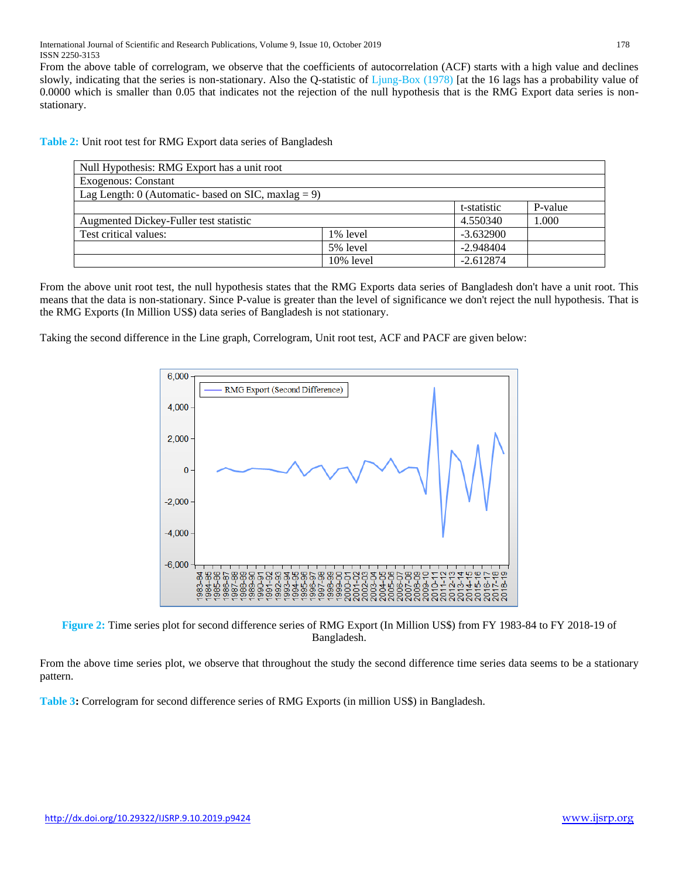From the above table of correlogram, we observe that the coefficients of autocorrelation (ACF) starts with a high value and declines slowly, indicating that the series is non-stationary. Also the Q-statistic of Ljung-Box (1978) [at the 16 lags has a probability value of 0.0000 which is smaller than 0.05 that indicates not the rejection of the null hypothesis that is the RMG Export data series is non-stationary.

**Table 2:** Unit root test for RMG Export data series of Bangladesh

| Null Hypothesis: RMG Export has a unit root | | | |
|---|---|---|---|
| Exogenous: Constant | | | |
| Lag Length: 0 (Automatic- based on SIC, maxlag = 9) | | | |
| | | t-statistic | P-value |
| Augmented Dickey-Fuller test statistic | | 4.550340 | 1.000 |
| Test critical values: | 1% level | -3.632900 | |
| | 5% level | -2.948404 | |
| | 10% level | -2.612874 | |

From the above unit root test, the null hypothesis states that the RMG Exports data series of Bangladesh don't have a unit root. This means that the data is non-stationary. Since P-value is greater than the level of significance we don't reject the null hypothesis. That is the RMG Exports (In Million US$) data series of Bangladesh is not stationary.

Taking the second difference in the Line graph, Correlogram, Unit root test, ACF and PACF are given below:

**Figure 2:** Time series plot for second difference series of RMG Export (In Million US$) from FY 1983-84 to FY 2018-19 of Bangladesh.

From the above time series plot, we observe that throughout the study the second difference time series data seems to be a stationary pattern.

**Table 3:** Correlogram for second difference series of RMG Exports (in million US$) in Bangladesh.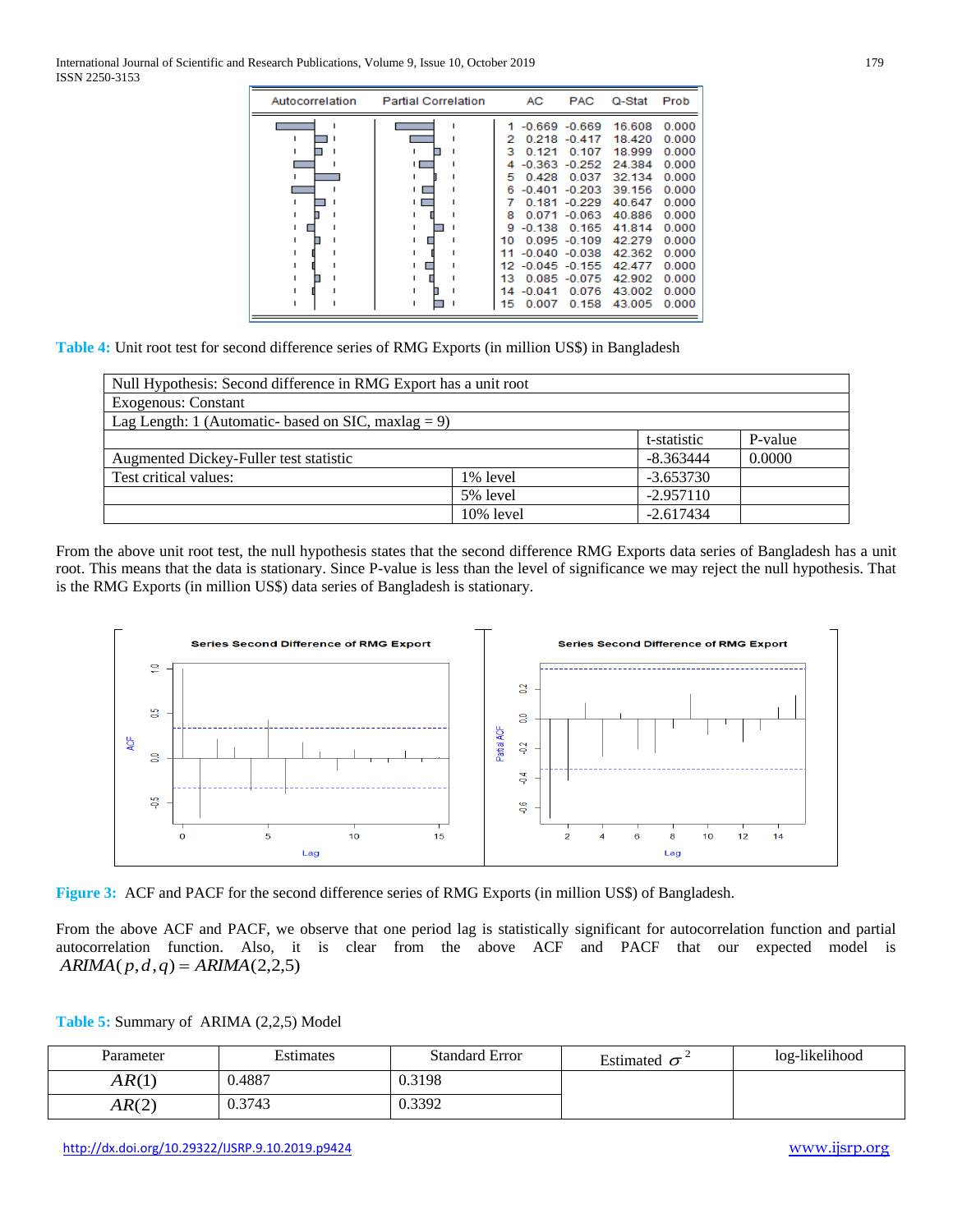| | | AC | PAC | Q-Stat | Prob |
|---|---|---|---|---|---|
| 1 | | -0.669 | -0.669 | 16.608 | 0.000 |
| 2 | | 0.218 | -0.417 | 18.420 | 0.000 |
| 3 | | 0.121 | 0.107 | 18.999 | 0.000 |
| 4 | | -0.363 | -0.252 | 24.384 | 0.000 |
| 5 | | 0.428 | 0.037 | 32.134 | 0.000 |
| 6 | | -0.401 | -0.203 | 39.156 | 0.000 |
| 7 | | 0.181 | -0.229 | 40.647 | 0.000 |
| 8 | | 0.071 | -0.063 | 40.886 | 0.000 |
| 9 | | -0.138 | 0.165 | 41.814 | 0.000 |
| 10 | | 0.095 | -0.109 | 42.279 | 0.000 |
| 11 | | -0.040 | -0.038 | 42.362 | 0.000 |
| 12 | | -0.045 | -0.155 | 42.477 | 0.000 |
| 13 | | 0.085 | -0.075 | 42.902 | 0.000 |
| 14 | | -0.041 | 0.076 | 43.002 | 0.000 |
| 15 | | 0.007 | 0.158 | 43.005 | 0.000 |

**Table 4:** Unit root test for second difference series of RMG Exports (in million US$) in Bangladesh

| Null Hypothesis: Second difference in RMG Export has a unit root | | | |
|---|---|---|---|
| Exogenous: Constant | | | |
| Lag Length: 1 (Automatic- based on SIC, maxlag = 9) | | | |
| | | t-statistic | P-value |
| Augmented Dickey-Fuller test statistic | | -8.363444 | 0.0000 |
| Test critical values: | 1% level | -3.653730 | |
| | 5% level | -2.957110 | |
| | 10% level | -2.617434 | |

From the above unit root test, the null hypothesis states that the second difference RMG Exports data series of Bangladesh has a unit root. This means that the data is stationary. Since P-value is less than the level of significance we may reject the null hypothesis. That is the RMG Exports (in million US$) data series of Bangladesh is stationary.

**Figure 3:** ACF and PACF for the second difference series of RMG Exports (in million US$) of Bangladesh.

From the above ACF and PACF, we observe that one period lag is statistically significant for autocorrelation function and partial autocorrelation function. Also, it is clear from the above ACF and PACF that our expected model is $ARIMA(p,d,q) = ARIMA(2,2,5)$

**Table 5:** Summary of ARIMA (2,2,5) Model

| Parameter | Estimates | Standard Error | Estimated $\sigma^2$ | log-likelihood |
|---|---|---|---|---|
| $AR(1)$ | 0.4887 | 0.3198 | | |
| $AR(2)$ | 0.3743 | 0.3392 | | |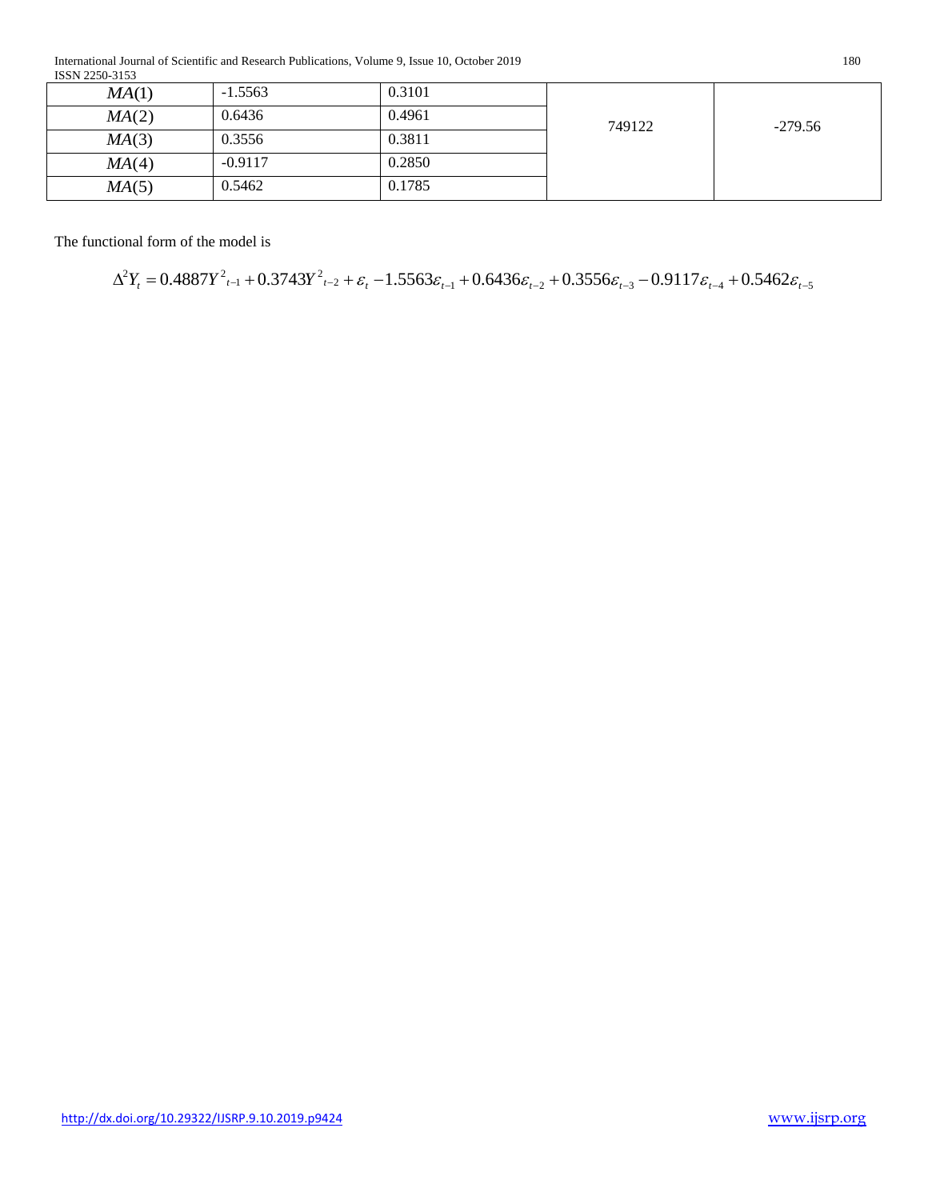| | | | | |
|---|---|---|---|---|
| $MA(1)$ | -1.5563 | 0.3101 | 749122 | -279.56 |
| $MA(2)$ | 0.6436 | 0.4961 | | |
| $MA(3)$ | 0.3556 | 0.3811 | | |
| $MA(4)$ | -0.9117 | 0.2850 | | |
| $MA(5)$ | 0.5462 | 0.1785 | | |

The functional form of the model is

$$\Delta^2 Y_t = 0.4887Y^2{}_{t-1} + 0.3743Y^2{}_{t-2} + \varepsilon_t - 1.5563\varepsilon_{t-1} + 0.6436\varepsilon_{t-2} + 0.3556\varepsilon_{t-3} - 0.9117\varepsilon_{t-4} + 0.5462\varepsilon_{t-5}$$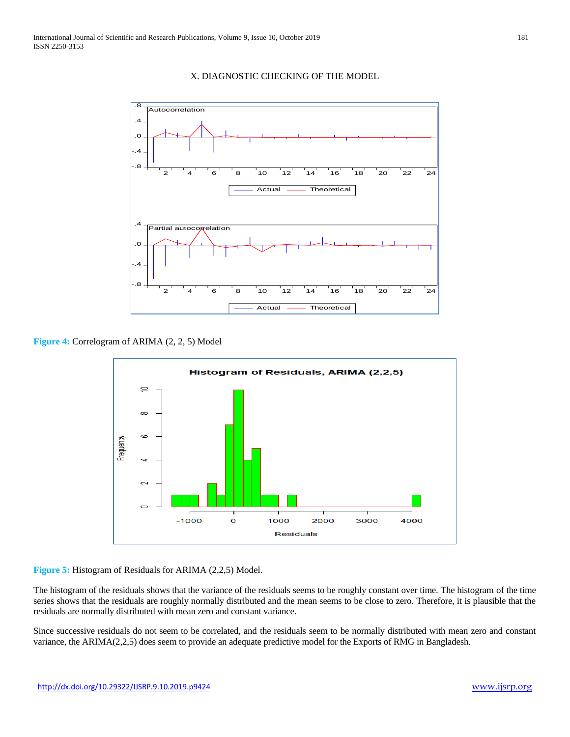## X. DIAGNOSTIC CHECKING OF THE MODEL

**Figure 4:** Correlogram of ARIMA (2, 2, 5) Model

**Figure 5:** Histogram of Residuals for ARIMA (2,2,5) Model.

The histogram of the residuals shows that the variance of the residuals seems to be roughly constant over time. The histogram of the time series shows that the residuals are roughly normally distributed and the mean seems to be close to zero. Therefore, it is plausible that the residuals are normally distributed with mean zero and constant variance.

Since successive residuals do not seem to be correlated, and the residuals seem to be normally distributed with mean zero and constant variance, the ARIMA(2,2,5) does seem to provide an adequate predictive model for the Exports of RMG in Bangladesh.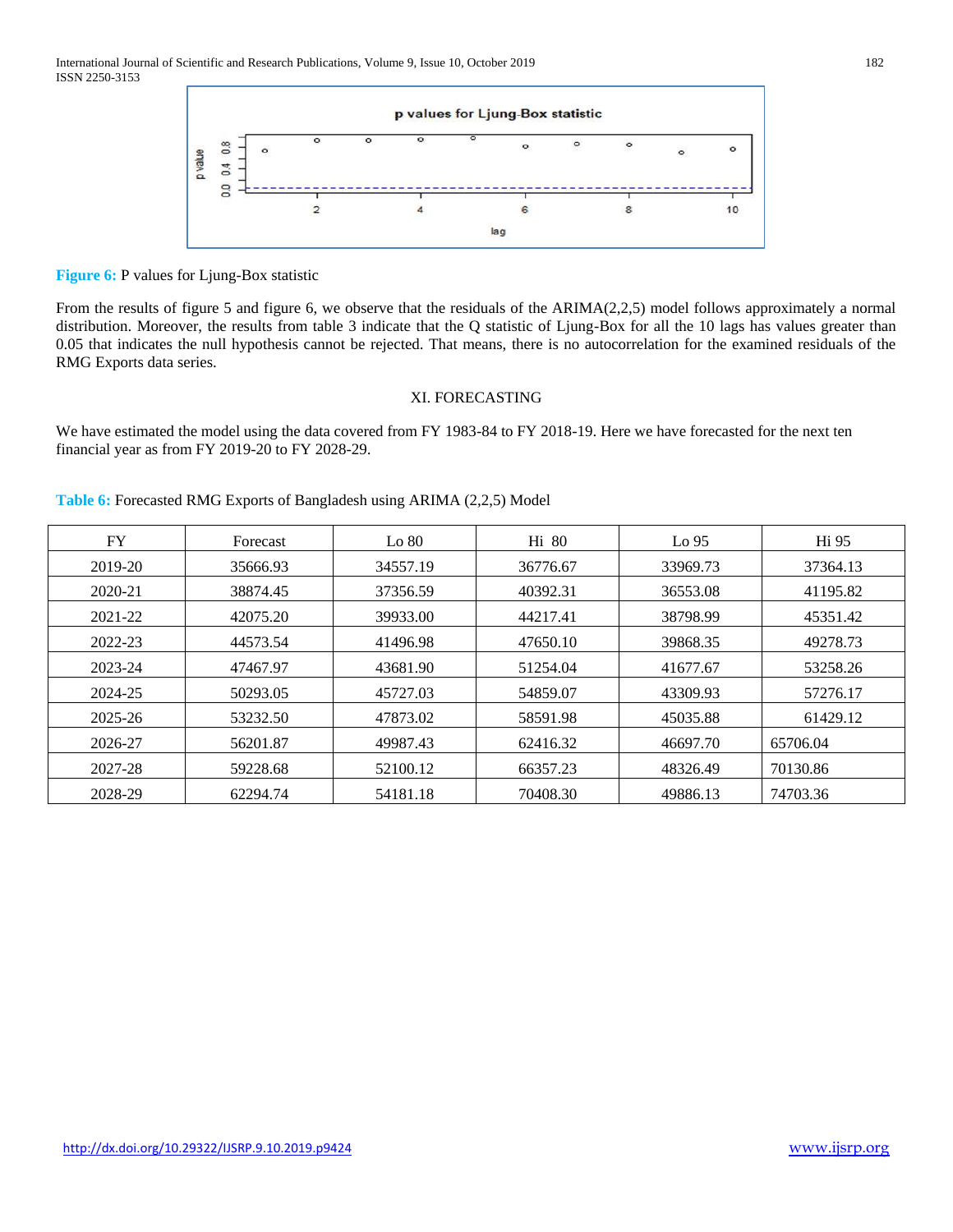**Figure 6:** P values for Ljung-Box statistic

From the results of figure 5 and figure 6, we observe that the residuals of the ARIMA(2,2,5) model follows approximately a normal distribution. Moreover, the results from table 3 indicate that the Q statistic of Ljung-Box for all the 10 lags has values greater than 0.05 that indicates the null hypothesis cannot be rejected. That means, there is no autocorrelation for the examined residuals of the RMG Exports data series.

## XI. FORECASTING

We have estimated the model using the data covered from FY 1983-84 to FY 2018-19. Here we have forecasted for the next ten financial year as from FY 2019-20 to FY 2028-29.

**Table 6:** Forecasted RMG Exports of Bangladesh using ARIMA (2,2,5) Model

| FY | Forecast | Lo 80 | Hi 80 | Lo 95 | Hi 95 |
|---|---|---|---|---|---|
| 2019-20 | 35666.93 | 34557.19 | 36776.67 | 33969.73 | 37364.13 |
| 2020-21 | 38874.45 | 37356.59 | 40392.31 | 36553.08 | 41195.82 |
| 2021-22 | 42075.20 | 39933.00 | 44217.41 | 38798.99 | 45351.42 |
| 2022-23 | 44573.54 | 41496.98 | 47650.10 | 39868.35 | 49278.73 |
| 2023-24 | 47467.97 | 43681.90 | 51254.04 | 41677.67 | 53258.26 |
| 2024-25 | 50293.05 | 45727.03 | 54859.07 | 43309.93 | 57276.17 |
| 2025-26 | 53232.50 | 47873.02 | 58591.98 | 45035.88 | 61429.12 |
| 2026-27 | 56201.87 | 49987.43 | 62416.32 | 46697.70 | 65706.04 |
| 2027-28 | 59228.68 | 52100.12 | 66357.23 | 48326.49 | 70130.86 |
| 2028-29 | 62294.74 | 54181.18 | 70408.30 | 49886.13 | 74703.36 |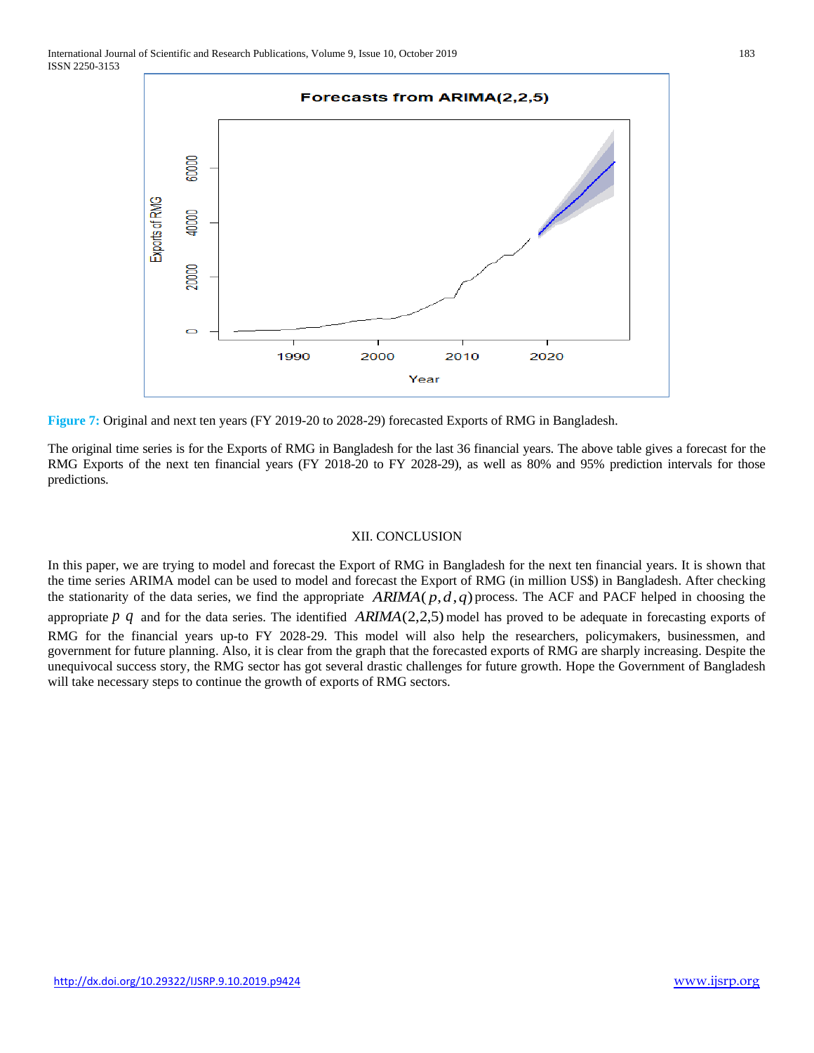**Figure 7:** Original and next ten years (FY 2019-20 to 2028-29) forecasted Exports of RMG in Bangladesh.

The original time series is for the Exports of RMG in Bangladesh for the last 36 financial years. The above table gives a forecast for the RMG Exports of the next ten financial years (FY 2018-20 to FY 2028-29), as well as 80% and 95% prediction intervals for those predictions.

## XII. CONCLUSION

In this paper, we are trying to model and forecast the Export of RMG in Bangladesh for the next ten financial years. It is shown that the time series ARIMA model can be used to model and forecast the Export of RMG (in million US$) in Bangladesh. After checking the stationarity of the data series, we find the appropriate $ARIMA(p,d,q)$ process. The ACF and PACF helped in choosing the appropriate $p$ $q$ and for the data series. The identified $ARIMA(2,2,5)$ model has proved to be adequate in forecasting exports of RMG for the financial years up-to FY 2028-29. This model will also help the researchers, policymakers, businessmen, and government for future planning. Also, it is clear from the graph that the forecasted exports of RMG are sharply increasing. Despite the unequivocal success story, the RMG sector has got several drastic challenges for future growth. Hope the Government of Bangladesh will take necessary steps to continue the growth of exports of RMG sectors.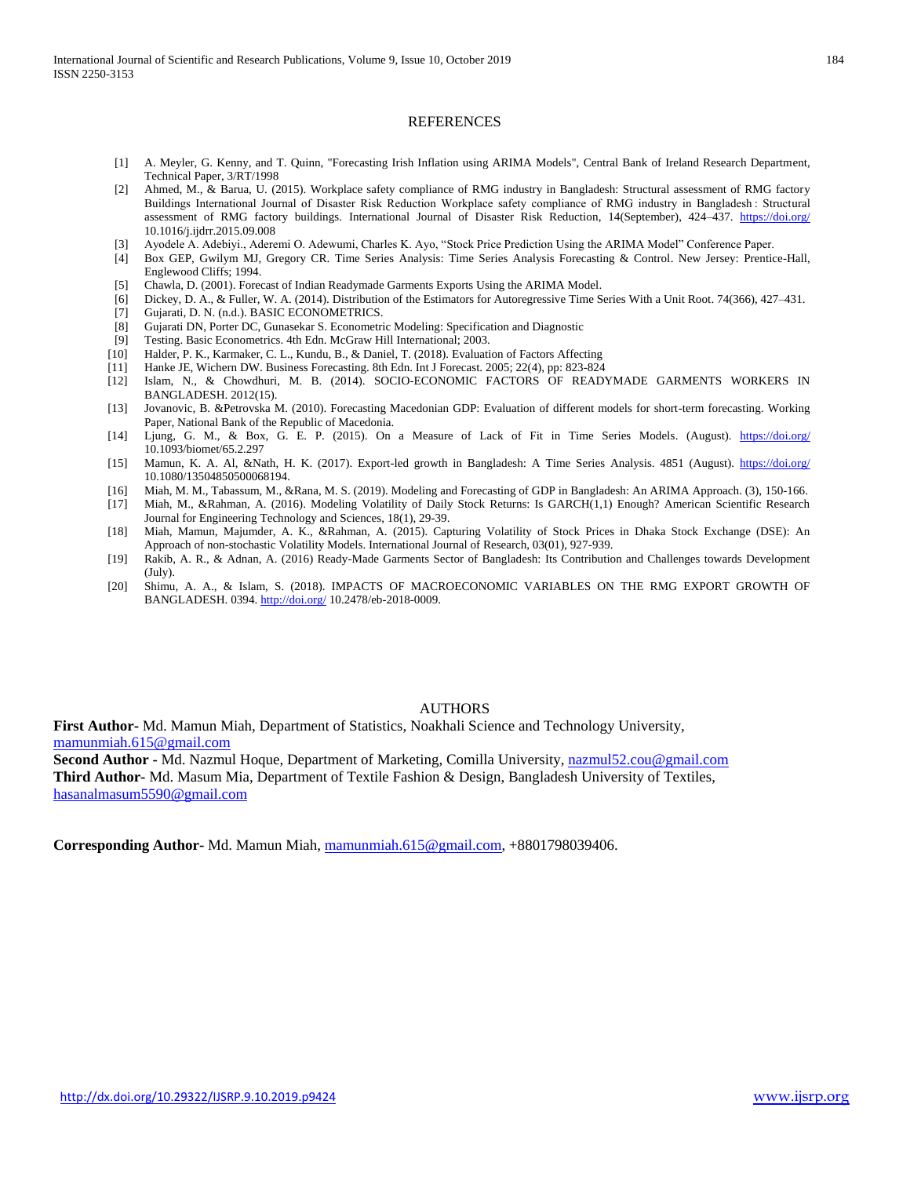## REFERENCES

[1] A. Meyler, G. Kenny, and T. Quinn, "Forecasting Irish Inflation using ARIMA Models", Central Bank of Ireland Research Department, Technical Paper, 3/RT/1998

[2] Ahmed, M., & Barua, U. (2015). Workplace safety compliance of RMG industry in Bangladesh: Structural assessment of RMG factory Buildings International Journal of Disaster Risk Reduction Workplace safety compliance of RMG industry in Bangladesh : Structural assessment of RMG factory buildings. International Journal of Disaster Risk Reduction, 14(September), 424–437. https://doi.org/ 10.1016/j.ijdrr.2015.09.008

[3] Ayodele A. Adebiyi., Aderemi O. Adewumi, Charles K. Ayo, "Stock Price Prediction Using the ARIMA Model" Conference Paper.

[4] Box GEP, Gwilym MJ, Gregory CR. Time Series Analysis: Time Series Analysis Forecasting & Control. New Jersey: Prentice-Hall, Englewood Cliffs; 1994.

[5] Chawla, D. (2001). Forecast of Indian Readymade Garments Exports Using the ARIMA Model.

[6] Dickey, D. A., & Fuller, W. A. (2014). Distribution of the Estimators for Autoregressive Time Series With a Unit Root. 74(366), 427–431.

[7] Gujarati, D. N. (n.d.). BASIC ECONOMETRICS.

[8] Gujarati DN, Porter DC, Gunasekar S. Econometric Modeling: Specification and Diagnostic

[9] Testing. Basic Econometrics. 4th Edn. McGraw Hill International; 2003.

[10] Halder, P. K., Karmaker, C. L., Kundu, B., & Daniel, T. (2018). Evaluation of Factors Affecting

[11] Hanke JE, Wichern DW. Business Forecasting. 8th Edn. Int J Forecast. 2005; 22(4), pp: 823-824

[12] Islam, N., & Chowdhuri, M. B. (2014). SOCIO-ECONOMIC FACTORS OF READYMADE GARMENTS WORKERS IN BANGLADESH. 2012(15).

[13] Jovanovic, B. &Petrovska M. (2010). Forecasting Macedonian GDP: Evaluation of different models for short-term forecasting. Working Paper, National Bank of the Republic of Macedonia.

[14] Ljung, G. M., & Box, G. E. P. (2015). On a Measure of Lack of Fit in Time Series Models. (August). https://doi.org/ 10.1093/biomet/65.2.297

[15] Mamun, K. A. Al, &Nath, H. K. (2017). Export-led growth in Bangladesh: A Time Series Analysis. 4851 (August). https://doi.org/ 10.1080/13504850500068194.

[16] Miah, M. M., Tabassum, M., &Rana, M. S. (2019). Modeling and Forecasting of GDP in Bangladesh: An ARIMA Approach. (3), 150-166.

[17] Miah, M., &Rahman, A. (2016). Modeling Volatility of Daily Stock Returns: Is GARCH(1,1) Enough? American Scientific Research Journal for Engineering Technology and Sciences, 18(1), 29-39.

[18] Miah, Mamun, Majumder, A. K., &Rahman, A. (2015). Capturing Volatility of Stock Prices in Dhaka Stock Exchange (DSE): An Approach of non-stochastic Volatility Models. International Journal of Research, 03(01), 927-939.

[19] Rakib, A. R., & Adnan, A. (2016) Ready-Made Garments Sector of Bangladesh: Its Contribution and Challenges towards Development (July).

[20] Shimu, A. A., & Islam, S. (2018). IMPACTS OF MACROECONOMIC VARIABLES ON THE RMG EXPORT GROWTH OF BANGLADESH. 0394. http://doi.org/ 10.2478/eb-2018-0009.

## AUTHORS

**First Author**- Md. Mamun Miah, Department of Statistics, Noakhali Science and Technology University, mamunmiah.615@gmail.com

**Second Author** - Md. Nazmul Hoque, Department of Marketing, Comilla University, nazmul52.cou@gmail.com

**Third Author**- Md. Masum Mia, Department of Textile Fashion & Design, Bangladesh University of Textiles, hasanalmasum5590@gmail.com

**Corresponding Author**- Md. Mamun Miah, mamunmiah.615@gmail.com, +8801798039406.